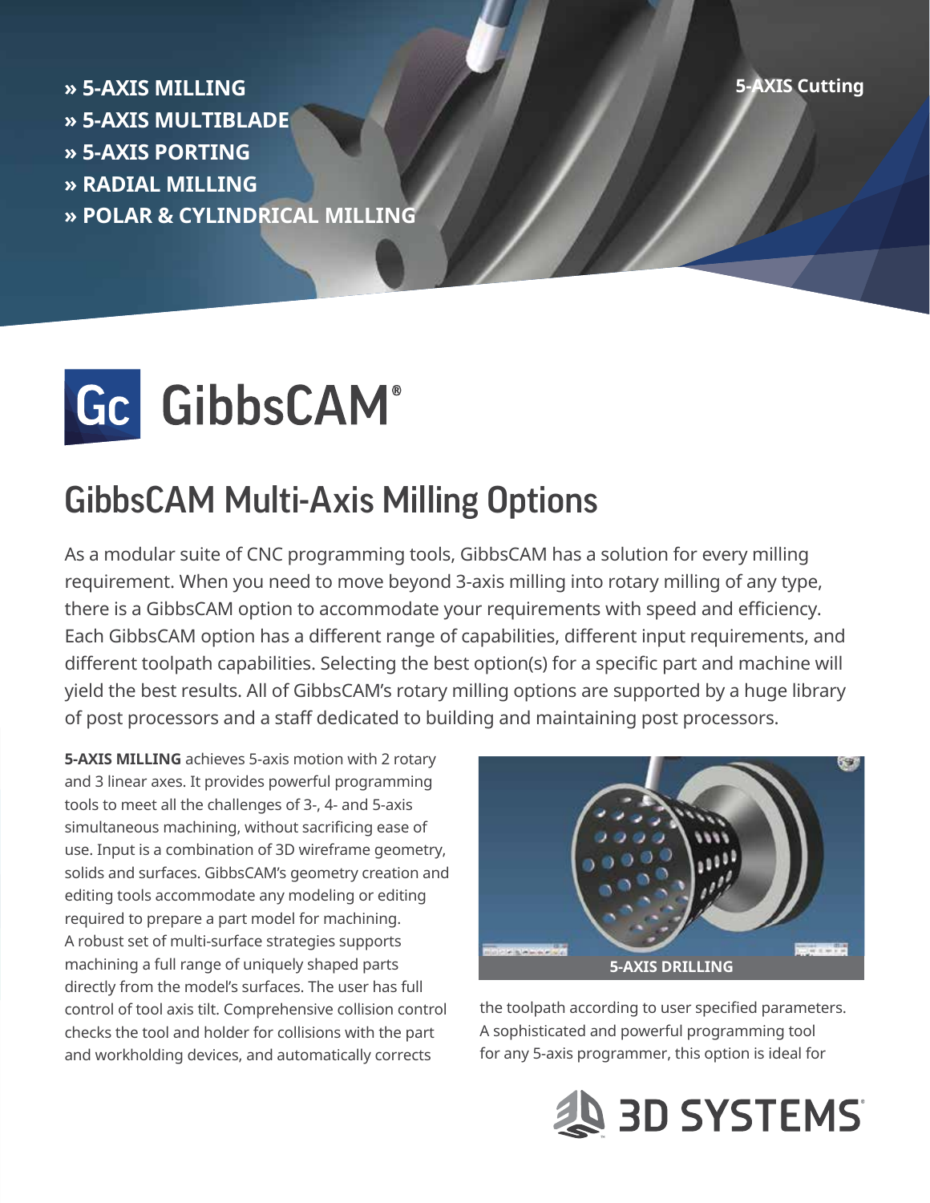» 5-AXIS MILLING
» 5-AXIS MULTIBLADE
» 5-AXIS PORTING
» RADIAL MILLING
» POLAR & CYLINDRICAL MILLING

5-AXIS Cutting

GibbsCAM®

# GibbsCAM Multi-Axis Milling Options

As a modular suite of CNC programming tools, GibbsCAM has a solution for every milling requirement. When you need to move beyond 3-axis milling into rotary milling of any type, there is a GibbsCAM option to accommodate your requirements with speed and efficiency. Each GibbsCAM option has a different range of capabilities, different input requirements, and different toolpath capabilities. Selecting the best option(s) for a specific part and machine will yield the best results. All of GibbsCAM's rotary milling options are supported by a huge library of post processors and a staff dedicated to building and maintaining post processors.

**5-AXIS MILLING** achieves 5-axis motion with 2 rotary and 3 linear axes. It provides powerful programming tools to meet all the challenges of 3-, 4- and 5-axis simultaneous machining, without sacrificing ease of use. Input is a combination of 3D wireframe geometry, solids and surfaces. GibbsCAM's geometry creation and editing tools accommodate any modeling or editing required to prepare a part model for machining. A robust set of multi-surface strategies supports machining a full range of uniquely shaped parts directly from the model's surfaces. The user has full control of tool axis tilt. Comprehensive collision control checks the tool and holder for collisions with the part and workholding devices, and automatically corrects the toolpath according to user specified parameters. A sophisticated and powerful programming tool for any 5-axis programmer, this option is ideal for

5-AXIS DRILLING

3D SYSTEMS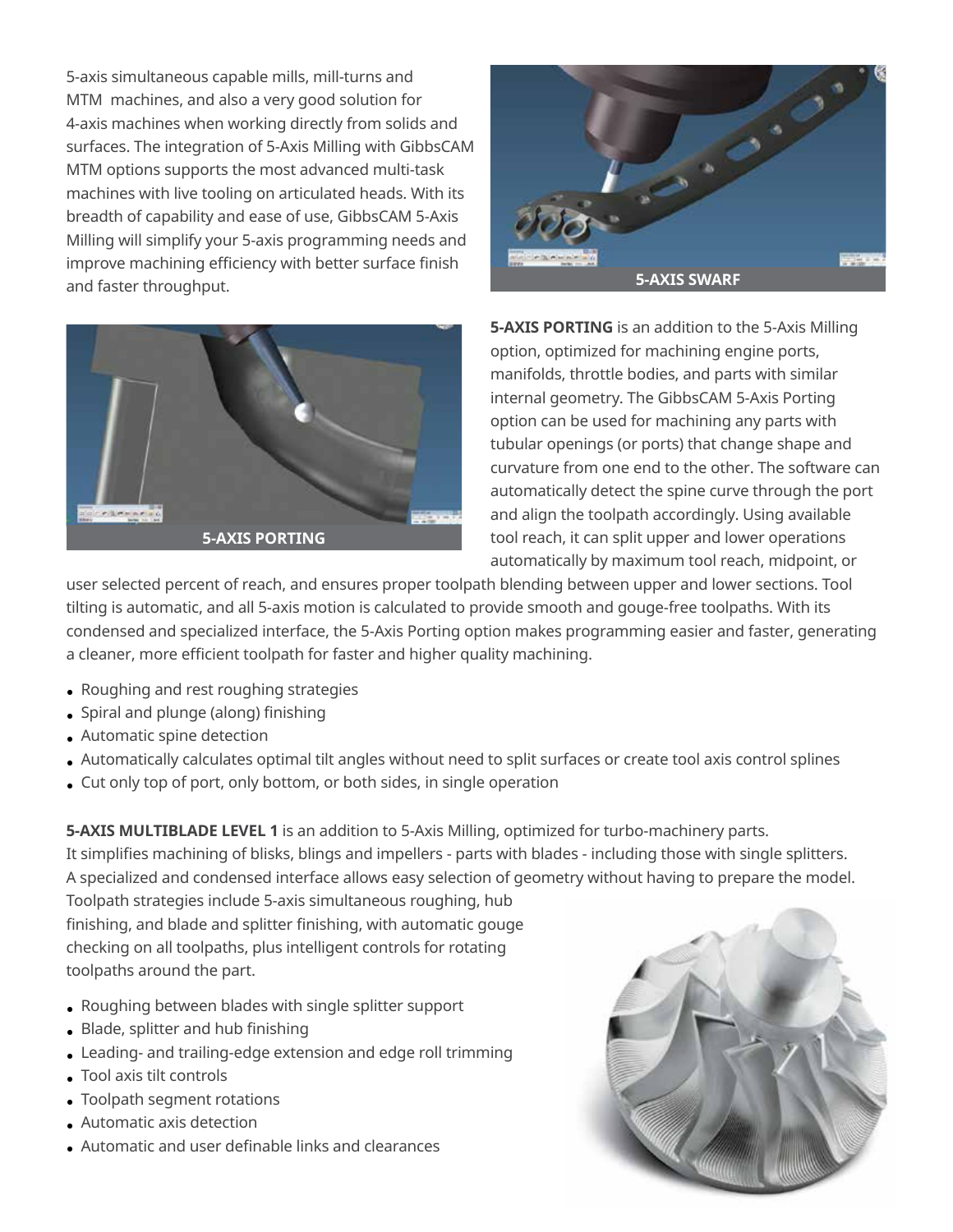5-axis simultaneous capable mills, mill-turns and MTM machines, and also a very good solution for 4-axis machines when working directly from solids and surfaces. The integration of 5-Axis Milling with GibbsCAM MTM options supports the most advanced multi-task machines with live tooling on articulated heads. With its breadth of capability and ease of use, GibbsCAM 5-Axis Milling will simplify your 5-axis programming needs and improve machining efficiency with better surface finish and faster throughput.

5-AXIS SWARF

5-AXIS PORTING

**5-AXIS PORTING** is an addition to the 5-Axis Milling option, optimized for machining engine ports, manifolds, throttle bodies, and parts with similar internal geometry. The GibbsCAM 5-Axis Porting option can be used for machining any parts with tubular openings (or ports) that change shape and curvature from one end to the other. The software can automatically detect the spine curve through the port and align the toolpath accordingly. Using available tool reach, it can split upper and lower operations automatically by maximum tool reach, midpoint, or user selected percent of reach, and ensures proper toolpath blending between upper and lower sections. Tool tilting is automatic, and all 5-axis motion is calculated to provide smooth and gouge-free toolpaths. With its condensed and specialized interface, the 5-Axis Porting option makes programming easier and faster, generating a cleaner, more efficient toolpath for faster and higher quality machining.

- Roughing and rest roughing strategies
- Spiral and plunge (along) finishing
- Automatic spine detection
- Automatically calculates optimal tilt angles without need to split surfaces or create tool axis control splines
- Cut only top of port, only bottom, or both sides, in single operation

**5-AXIS MULTIBLADE LEVEL 1** is an addition to 5-Axis Milling, optimized for turbo-machinery parts. It simplifies machining of blisks, blings and impellers - parts with blades - including those with single splitters. A specialized and condensed interface allows easy selection of geometry without having to prepare the model. Toolpath strategies include 5-axis simultaneous roughing, hub finishing, and blade and splitter finishing, with automatic gouge checking on all toolpaths, plus intelligent controls for rotating toolpaths around the part.

- Roughing between blades with single splitter support
- Blade, splitter and hub finishing
- Leading- and trailing-edge extension and edge roll trimming
- Tool axis tilt controls
- Toolpath segment rotations
- Automatic axis detection
- Automatic and user definable links and clearances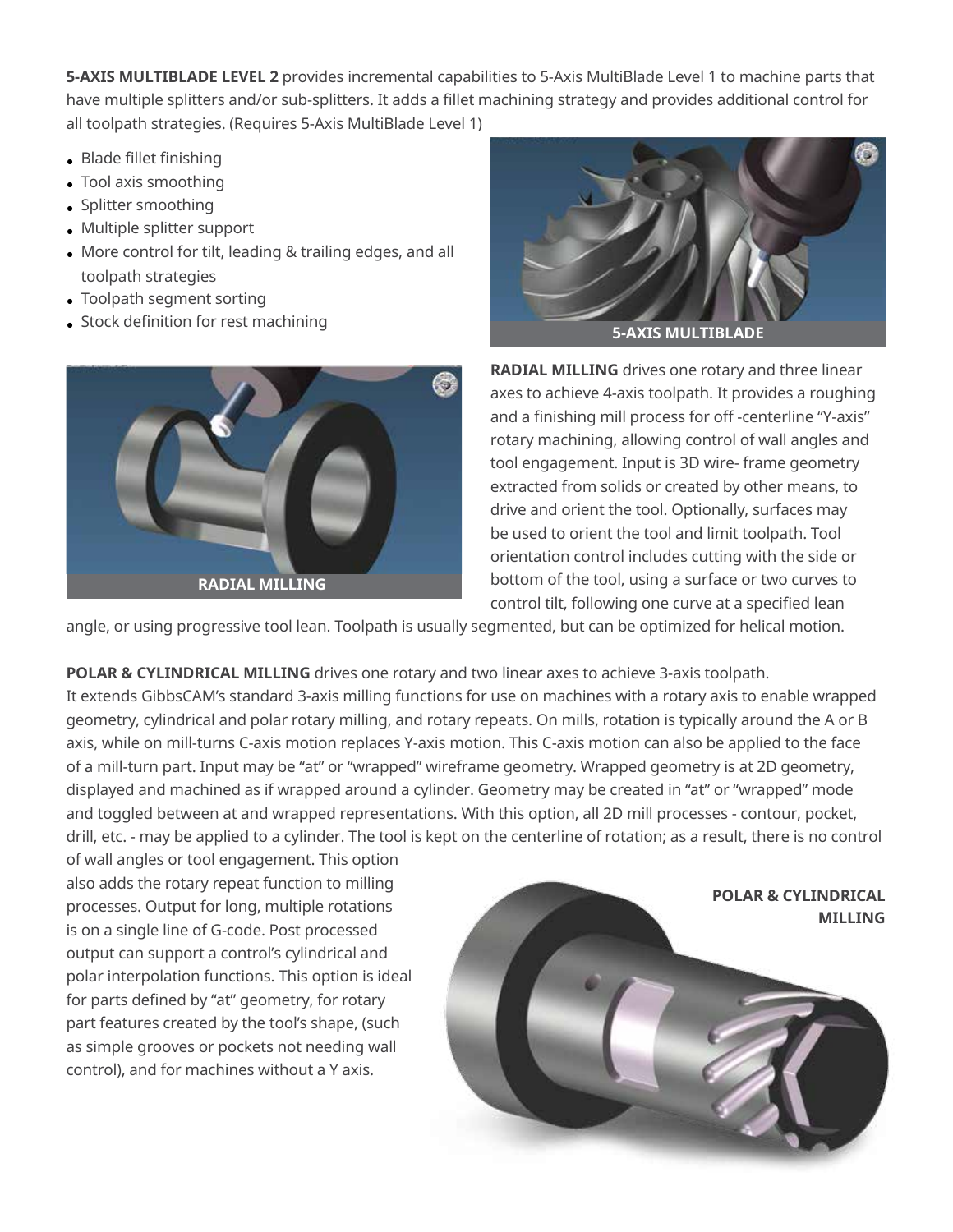**5-AXIS MULTIBLADE LEVEL 2** provides incremental capabilities to 5-Axis MultiBlade Level 1 to machine parts that have multiple splitters and/or sub-splitters. It adds a fillet machining strategy and provides additional control for all toolpath strategies. (Requires 5-Axis MultiBlade Level 1)

- Blade fillet finishing
- Tool axis smoothing
- Splitter smoothing
- Multiple splitter support
- More control for tilt, leading & trailing edges, and all toolpath strategies
- Toolpath segment sorting
- Stock definition for rest machining

5-AXIS MULTIBLADE

**RADIAL MILLING** drives one rotary and three linear axes to achieve 4-axis toolpath. It provides a roughing and a finishing mill process for off -centerline "Y-axis" rotary machining, allowing control of wall angles and tool engagement. Input is 3D wire- frame geometry extracted from solids or created by other means, to drive and orient the tool. Optionally, surfaces may be used to orient the tool and limit toolpath. Tool orientation control includes cutting with the side or bottom of the tool, using a surface or two curves to control tilt, following one curve at a specified lean angle, or using progressive tool lean. Toolpath is usually segmented, but can be optimized for helical motion.

RADIAL MILLING

**POLAR & CYLINDRICAL MILLING** drives one rotary and two linear axes to achieve 3-axis toolpath. It extends GibbsCAM's standard 3-axis milling functions for use on machines with a rotary axis to enable wrapped geometry, cylindrical and polar rotary milling, and rotary repeats. On mills, rotation is typically around the A or B axis, while on mill-turns C-axis motion replaces Y-axis motion. This C-axis motion can also be applied to the face of a mill-turn part. Input may be "at" or "wrapped" wireframe geometry. Wrapped geometry is at 2D geometry, displayed and machined as if wrapped around a cylinder. Geometry may be created in "at" or "wrapped" mode and toggled between at and wrapped representations. With this option, all 2D mill processes - contour, pocket, drill, etc. - may be applied to a cylinder. The tool is kept on the centerline of rotation; as a result, there is no control of wall angles or tool engagement. This option also adds the rotary repeat function to milling processes. Output for long, multiple rotations is on a single line of G-code. Post processed output can support a control's cylindrical and polar interpolation functions. This option is ideal for parts defined by "at" geometry, for rotary part features created by the tool's shape, (such as simple grooves or pockets not needing wall control), and for machines without a Y axis.

POLAR & CYLINDRICAL MILLING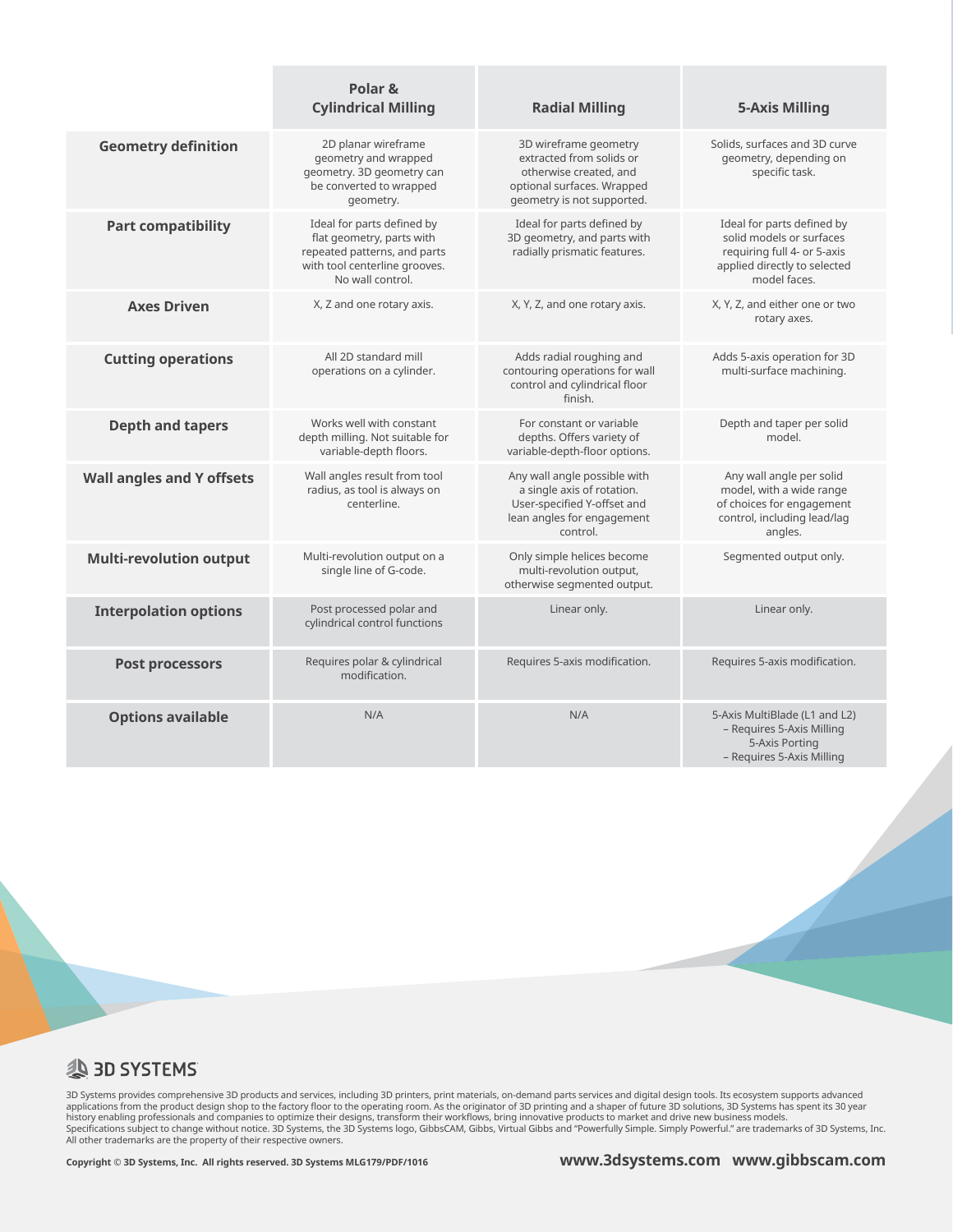| | Polar & Cylindrical Milling | Radial Milling | 5-Axis Milling |
|---|---|---|---|
| **Geometry definition** | 2D planar wireframe geometry and wrapped geometry. 3D geometry can be converted to wrapped geometry. | 3D wireframe geometry extracted from solids or otherwise created, and optional surfaces. Wrapped geometry is not supported. | Solids, surfaces and 3D curve geometry, depending on specific task. |
| **Part compatibility** | Ideal for parts defined by flat geometry, parts with repeated patterns, and parts with tool centerline grooves. No wall control. | Ideal for parts defined by 3D geometry, and parts with radially prismatic features. | Ideal for parts defined by solid models or surfaces requiring full 4- or 5-axis applied directly to selected model faces. |
| **Axes Driven** | X, Z and one rotary axis. | X, Y, Z, and one rotary axis. | X, Y, Z, and either one or two rotary axes. |
| **Cutting operations** | All 2D standard mill operations on a cylinder. | Adds radial roughing and contouring operations for wall control and cylindrical floor finish. | Adds 5-axis operation for 3D multi-surface machining. |
| **Depth and tapers** | Works well with constant depth milling. Not suitable for variable-depth floors. | For constant or variable depths. Offers variety of variable-depth-floor options. | Depth and taper per solid model. |
| **Wall angles and Y offsets** | Wall angles result from tool radius, as tool is always on centerline. | Any wall angle possible with a single axis of rotation. User-specified Y-offset and lean angles for engagement control. | Any wall angle per solid model, with a wide range of choices for engagement control, including lead/lag angles. |
| **Multi-revolution output** | Multi-revolution output on a single line of G-code. | Only simple helices become multi-revolution output, otherwise segmented output. | Segmented output only. |
| **Interpolation options** | Post processed polar and cylindrical control functions | Linear only. | Linear only. |
| **Post processors** | Requires polar & cylindrical modification. | Requires 5-axis modification. | Requires 5-axis modification. |
| **Options available** | N/A | N/A | 5-Axis MultiBlade (L1 and L2) – Requires 5-Axis Milling 5-Axis Porting – Requires 5-Axis Milling |

**3D SYSTEMS**

3D Systems provides comprehensive 3D products and services, including 3D printers, print materials, on-demand parts services and digital design tools. Its ecosystem supports advanced applications from the product design shop to the factory floor to the operating room. As the originator of 3D printing and a shaper of future 3D solutions, 3D Systems has spent its 30 year history enabling professionals and companies to optimize their designs, transform their workflows, bring innovative products to market and drive new business models.
Specifications subject to change without notice. 3D Systems, the 3D Systems logo, GibbsCAM, Gibbs, Virtual Gibbs and "Powerfully Simple. Simply Powerful." are trademarks of 3D Systems, Inc. All other trademarks are the property of their respective owners.

**Copyright © 3D Systems, Inc. All rights reserved. 3D Systems MLG179/PDF/1016**

**www.3dsystems.com www.gibbscam.com**